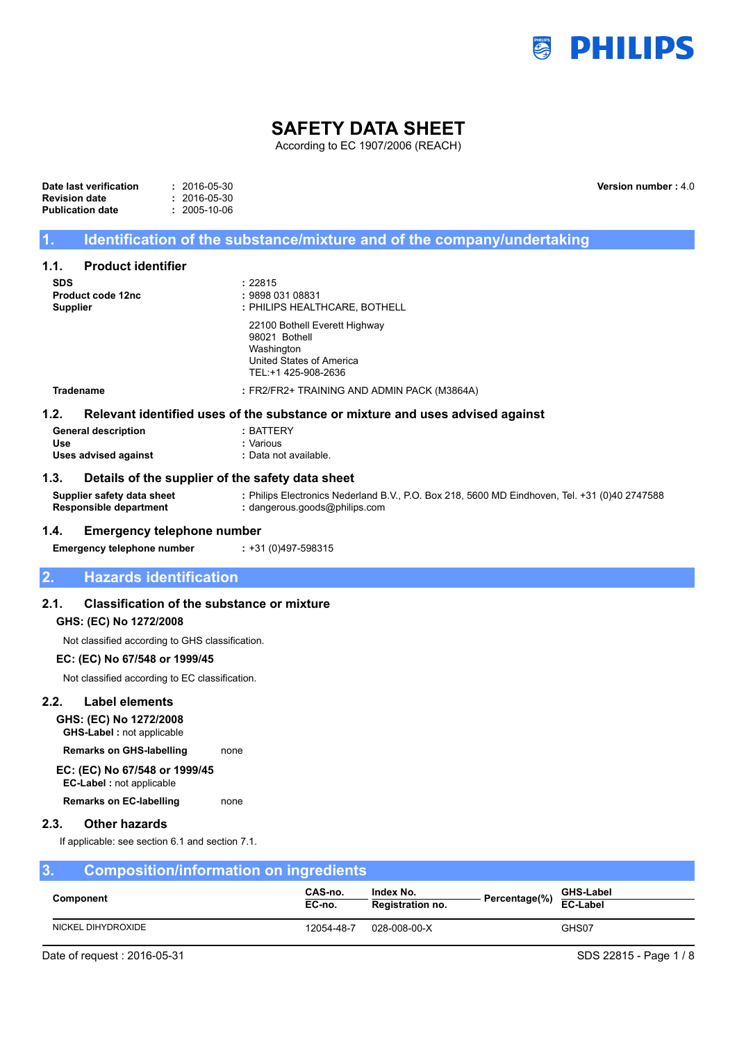PHILIPS

# SAFETY DATA SHEET

According to EC 1907/2006 (REACH)

**Date last verification** : 2016-05-30
**Revision date** : 2016-05-30
**Publication date** : 2005-10-06

**Version number :** 4.0

## 1. Identification of the substance/mixture and of the company/undertaking

### 1.1. Product identifier

**SDS** : 22815
**Product code 12nc** : 9898 031 08831
**Supplier** : PHILIPS HEALTHCARE, BOTHELL

22100 Bothell Everett Highway
98021 Bothell
Washington
United States of America
TEL:+1 425-908-2636

**Tradename** : FR2/FR2+ TRAINING AND ADMIN PACK (M3864A)

### 1.2. Relevant identified uses of the substance or mixture and uses advised against

**General description** : BATTERY
**Use** : Various
**Uses advised against** : Data not available.

### 1.3. Details of the supplier of the safety data sheet

**Supplier safety data sheet** : Philips Electronics Nederland B.V., P.O. Box 218, 5600 MD Eindhoven, Tel. +31 (0)40 2747588
**Responsible department** : dangerous.goods@philips.com

### 1.4. Emergency telephone number

**Emergency telephone number** : +31 (0)497-598315

## 2. Hazards identification

### 2.1. Classification of the substance or mixture

**GHS: (EC) No 1272/2008**

Not classified according to GHS classification.

**EC: (EC) No 67/548 or 1999/45**

Not classified according to EC classification.

### 2.2. Label elements

**GHS: (EC) No 1272/2008**
**GHS-Label :** not applicable

**Remarks on GHS-labelling** none

**EC: (EC) No 67/548 or 1999/45**
**EC-Label :** not applicable

**Remarks on EC-labelling** none

### 2.3. Other hazards

If applicable: see section 6.1 and section 7.1.

## 3. Composition/information on ingredients

| Component | CAS-no. / EC-no. | Index No. / Registration no. | Percentage(%) | GHS-Label / EC-Label |
|---|---|---|---|---|
| NICKEL DIHYDROXIDE | 12054-48-7 | 028-008-00-X | | GHS07 |

Date of request : 2016-05-31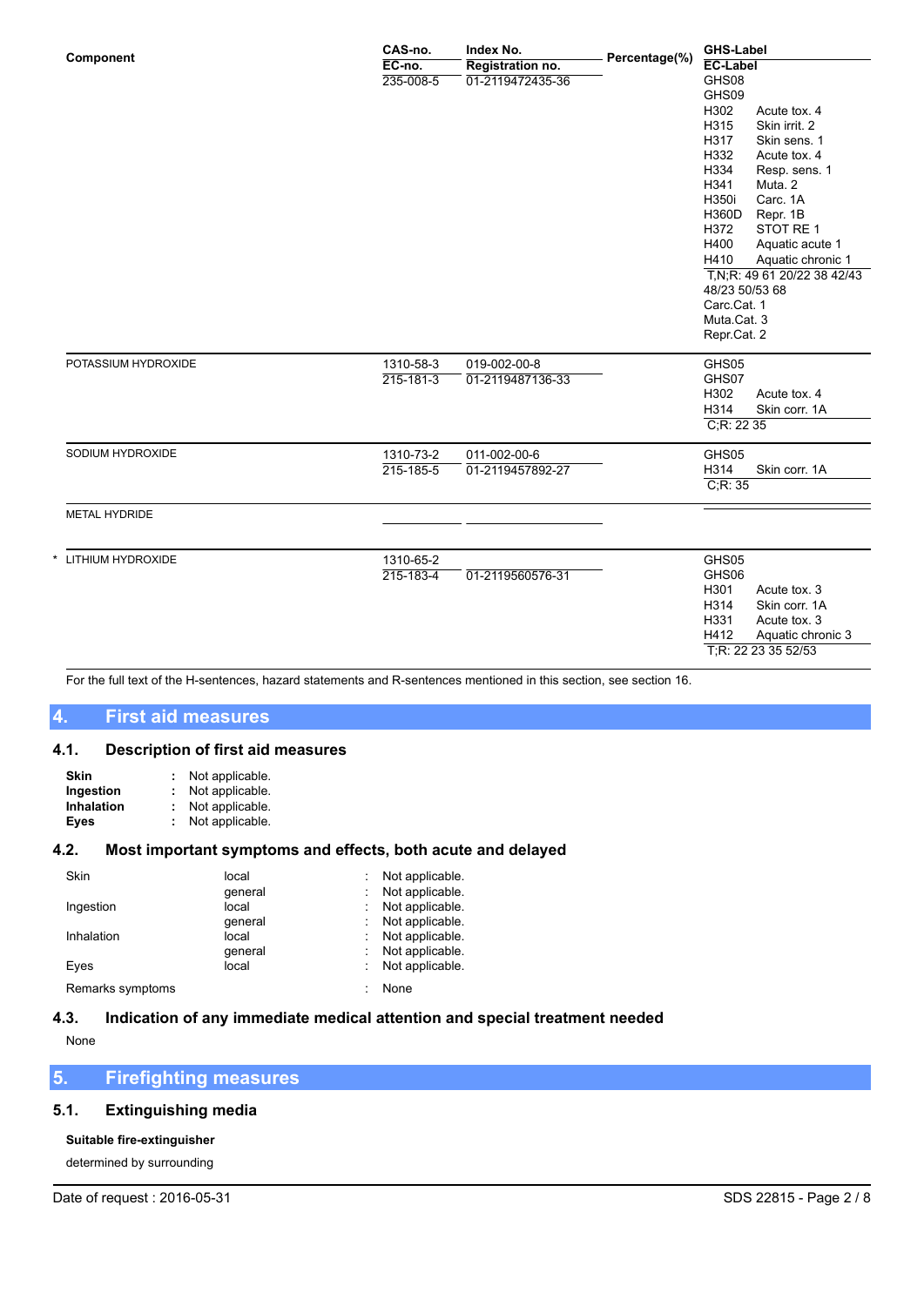| Component | CAS-no.<br>EC-no. | Index No.<br>Registration no. | Percentage(%) | GHS-Label<br>EC-Label |
|---|---|---|---|---|
| | 235-008-5 | 01-2119472435-36 | | GHS08<br>GHS09<br>H302 Acute tox. 4<br>H315 Skin irrit. 2<br>H317 Skin sens. 1<br>H332 Acute tox. 4<br>H334 Resp. sens. 1<br>H341 Muta. 2<br>H350i Carc. 1A<br>H360D Repr. 1B<br>H372 STOT RE 1<br>H400 Aquatic acute 1<br>H410 Aquatic chronic 1<br>T,N;R: 49 61 20/22 38 42/43 48/23 50/53 68<br>Carc.Cat. 1<br>Muta.Cat. 3<br>Repr.Cat. 2 |
| POTASSIUM HYDROXIDE | 1310-58-3<br>215-181-3 | 019-002-00-8<br>01-2119487136-33 | | GHS05<br>GHS07<br>H302 Acute tox. 4<br>H314 Skin corr. 1A<br>C;R: 22 35 |
| SODIUM HYDROXIDE | 1310-73-2<br>215-185-5 | 011-002-00-6<br>01-2119457892-27 | | GHS05<br>H314 Skin corr. 1A<br>C;R: 35 |
| METAL HYDRIDE | | | | |
| * LITHIUM HYDROXIDE | 1310-65-2<br>215-183-4 | 01-2119560576-31 | | GHS05<br>GHS06<br>H301 Acute tox. 3<br>H314 Skin corr. 1A<br>H331 Acute tox. 3<br>H412 Aquatic chronic 3<br>T;R: 22 23 35 52/53 |

For the full text of the H-sentences, hazard statements and R-sentences mentioned in this section, see section 16.

## 4. First aid measures

### 4.1. Description of first aid measures

**Skin** : Not applicable.
**Ingestion** : Not applicable.
**Inhalation** : Not applicable.
**Eyes** : Not applicable.

### 4.2. Most important symptoms and effects, both acute and delayed

| | | |
|---|---|---|
| Skin | local | : Not applicable. |
| | general | : Not applicable. |
| Ingestion | local | : Not applicable. |
| | general | : Not applicable. |
| Inhalation | local | : Not applicable. |
| | general | : Not applicable. |
| Eyes | local | : Not applicable. |
| Remarks symptoms | | : None |

### 4.3. Indication of any immediate medical attention and special treatment needed

None

## 5. Firefighting measures

### 5.1. Extinguishing media

**Suitable fire-extinguisher**

determined by surrounding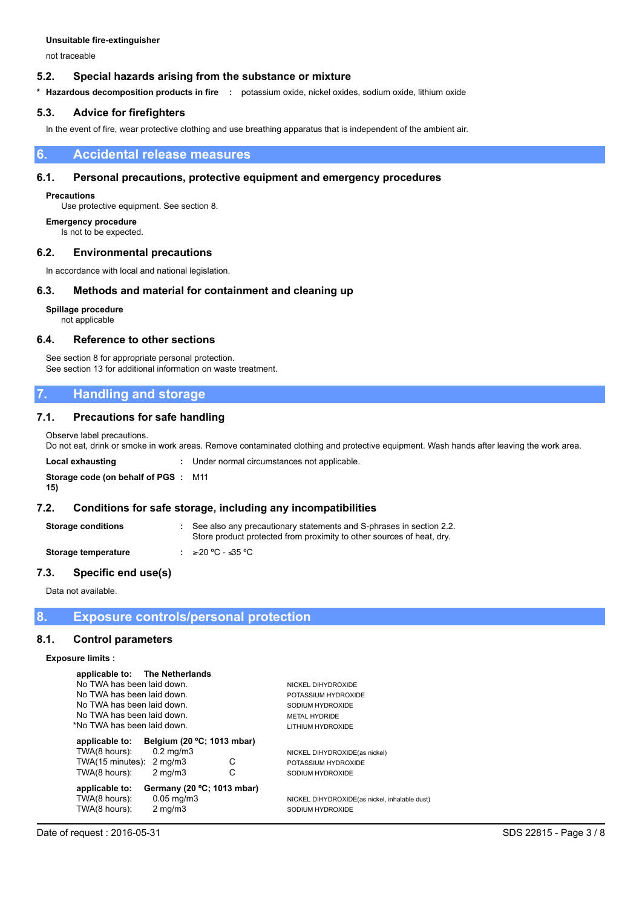**Unsuitable fire-extinguisher**

not traceable

### 5.2. Special hazards arising from the substance or mixture

\* **Hazardous decomposition products in fire** : potassium oxide, nickel oxides, sodium oxide, lithium oxide

### 5.3. Advice for firefighters

In the event of fire, wear protective clothing and use breathing apparatus that is independent of the ambient air.

## 6. Accidental release measures

### 6.1. Personal precautions, protective equipment and emergency procedures

**Precautions**
Use protective equipment. See section 8.

**Emergency procedure**
Is not to be expected.

### 6.2. Environmental precautions

In accordance with local and national legislation.

### 6.3. Methods and material for containment and cleaning up

**Spillage procedure**
not applicable

### 6.4. Reference to other sections

See section 8 for appropriate personal protection.
See section 13 for additional information on waste treatment.

## 7. Handling and storage

### 7.1. Precautions for safe handling

Observe label precautions.
Do not eat, drink or smoke in work areas. Remove contaminated clothing and protective equipment. Wash hands after leaving the work area.

**Local exhausting** : Under normal circumstances not applicable.

**Storage code (on behalf of PGS 15)** : M11

### 7.2. Conditions for safe storage, including any incompatibilities

**Storage conditions** : See also any precautionary statements and S-phrases in section 2.2.
Store product protected from proximity to other sources of heat, dry.

**Storage temperature** : ≥20 ºC - ≤35 ºC

### 7.3. Specific end use(s)

Data not available.

## 8. Exposure controls/personal protection

### 8.1. Control parameters

**Exposure limits :**

**applicable to: The Netherlands**

| Limit | | | Substance |
|---|---|---|---|
| No TWA has been laid down. | | | NICKEL DIHYDROXIDE |
| No TWA has been laid down. | | | POTASSIUM HYDROXIDE |
| No TWA has been laid down. | | | SODIUM HYDROXIDE |
| No TWA has been laid down. | | | METAL HYDRIDE |
| *No TWA has been laid down. | | | LITHIUM HYDROXIDE |

**applicable to: Belgium (20 ºC; 1013 mbar)**

| Type | Value | | Substance |
|---|---|---|---|
| TWA(8 hours): | 0.2 mg/m3 | | NICKEL DIHYDROXIDE(as nickel) |
| TWA(15 minutes): | 2 mg/m3 | C | POTASSIUM HYDROXIDE |
| TWA(8 hours): | 2 mg/m3 | C | SODIUM HYDROXIDE |

**applicable to: Germany (20 ºC; 1013 mbar)**

| Type | Value | | Substance |
|---|---|---|---|
| TWA(8 hours): | 0.05 mg/m3 | | NICKEL DIHYDROXIDE(as nickel, inhalable dust) |
| TWA(8 hours): | 2 mg/m3 | | SODIUM HYDROXIDE |

Date of request : 2016-05-31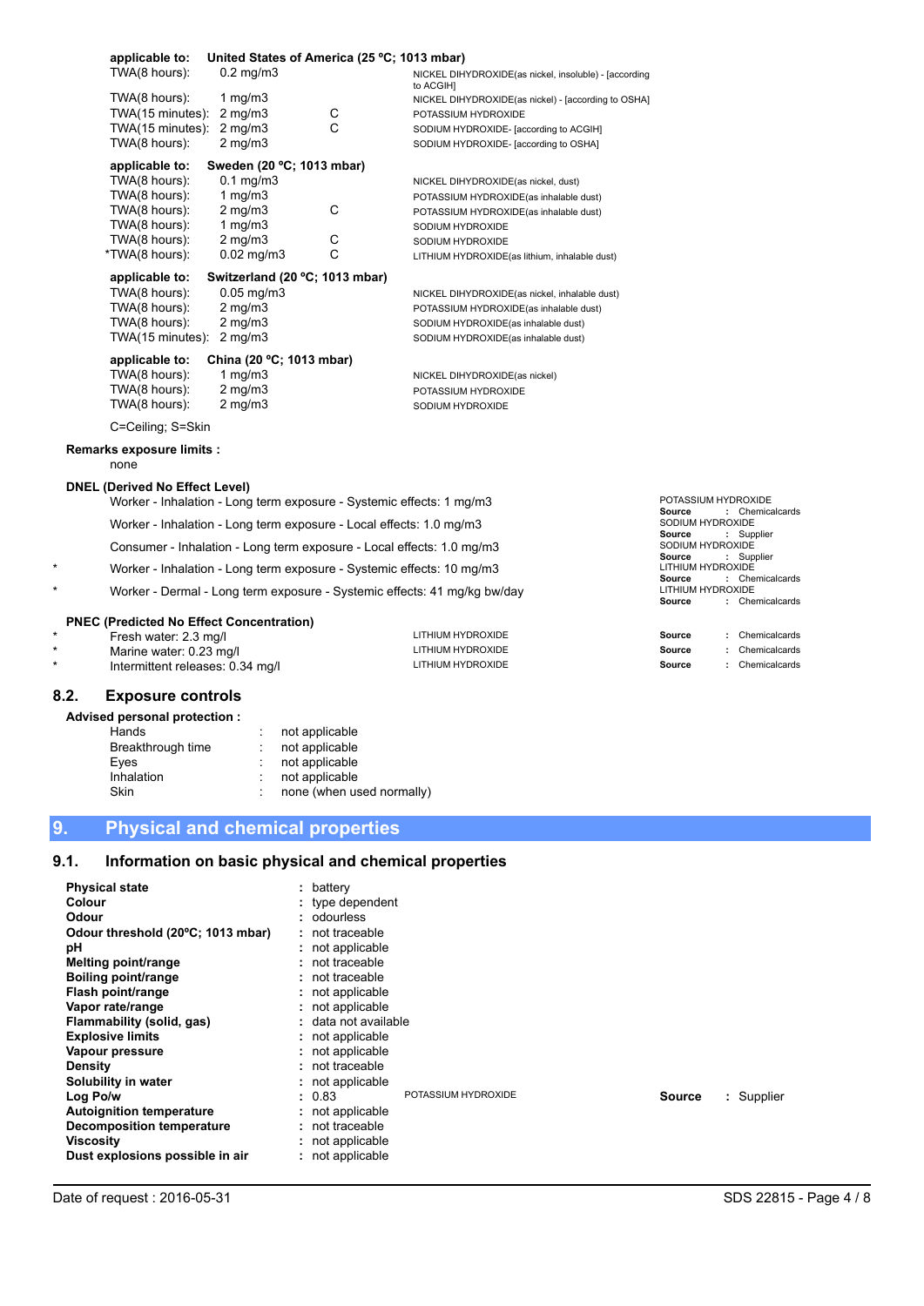| applicable to: | United States of America (25 ºC; 1013 mbar) | | |
|---|---|---|---|
| TWA(8 hours): | 0.2 mg/m3 | | NICKEL DIHYDROXIDE(as nickel, insoluble) - [according to ACGIH] |
| TWA(8 hours): | 1 mg/m3 | | NICKEL DIHYDROXIDE(as nickel) - [according to OSHA] |
| TWA(15 minutes): | 2 mg/m3 | C | POTASSIUM HYDROXIDE |
| TWA(15 minutes): | 2 mg/m3 | C | SODIUM HYDROXIDE- [according to ACGIH] |
| TWA(8 hours): | 2 mg/m3 | | SODIUM HYDROXIDE- [according to OSHA] |

| applicable to: | Sweden (20 ºC; 1013 mbar) | | |
|---|---|---|---|
| TWA(8 hours): | 0.1 mg/m3 | | NICKEL DIHYDROXIDE(as nickel, dust) |
| TWA(8 hours): | 1 mg/m3 | | POTASSIUM HYDROXIDE(as inhalable dust) |
| TWA(8 hours): | 2 mg/m3 | C | POTASSIUM HYDROXIDE(as inhalable dust) |
| TWA(8 hours): | 1 mg/m3 | | SODIUM HYDROXIDE |
| TWA(8 hours): | 2 mg/m3 | C | SODIUM HYDROXIDE |
| *TWA(8 hours): | 0.02 mg/m3 | C | LITHIUM HYDROXIDE(as lithium, inhalable dust) |

| applicable to: | Switzerland (20 ºC; 1013 mbar) | |
|---|---|---|
| TWA(8 hours): | 0.05 mg/m3 | NICKEL DIHYDROXIDE(as nickel, inhalable dust) |
| TWA(8 hours): | 2 mg/m3 | POTASSIUM HYDROXIDE(as inhalable dust) |
| TWA(8 hours): | 2 mg/m3 | SODIUM HYDROXIDE(as inhalable dust) |
| TWA(15 minutes): | 2 mg/m3 | SODIUM HYDROXIDE(as inhalable dust) |

| applicable to: | China (20 ºC; 1013 mbar) | |
|---|---|---|
| TWA(8 hours): | 1 mg/m3 | NICKEL DIHYDROXIDE(as nickel) |
| TWA(8 hours): | 2 mg/m3 | POTASSIUM HYDROXIDE |
| TWA(8 hours): | 2 mg/m3 | SODIUM HYDROXIDE |

C=Ceiling; S=Skin

**Remarks exposure limits :**
none

**DNEL (Derived No Effect Level)**

| | | |
|---|---|---|
| | Worker - Inhalation - Long term exposure - Systemic effects: 1 mg/m3 | POTASSIUM HYDROXIDE **Source** : Chemicalcards |
| | Worker - Inhalation - Long term exposure - Local effects: 1.0 mg/m3 | SODIUM HYDROXIDE **Source** : Supplier |
| | Consumer - Inhalation - Long term exposure - Local effects: 1.0 mg/m3 | SODIUM HYDROXIDE **Source** : Supplier |
| * | Worker - Inhalation - Long term exposure - Systemic effects: 10 mg/m3 | LITHIUM HYDROXIDE **Source** : Chemicalcards |
| * | Worker - Dermal - Long term exposure - Systemic effects: 41 mg/kg bw/day | LITHIUM HYDROXIDE **Source** : Chemicalcards |

**PNEC (Predicted No Effect Concentration)**

| | | | |
|---|---|---|---|
| * | Fresh water: 2.3 mg/l | LITHIUM HYDROXIDE | **Source** : Chemicalcards |
| * | Marine water: 0.23 mg/l | LITHIUM HYDROXIDE | **Source** : Chemicalcards |
| * | Intermittent releases: 0.34 mg/l | LITHIUM HYDROXIDE | **Source** : Chemicalcards |

## 8.2. Exposure controls

**Advised personal protection :**

| | | |
|---|---|---|
| Hands | : | not applicable |
| Breakthrough time | : | not applicable |
| Eyes | : | not applicable |
| Inhalation | : | not applicable |
| Skin | : | none (when used normally) |

# 9. Physical and chemical properties

## 9.1. Information on basic physical and chemical properties

| | | | |
|---|---|---|---|
| **Physical state** | : battery | | |
| **Colour** | : type dependent | | |
| **Odour** | : odourless | | |
| **Odour threshold (20ºC; 1013 mbar)** | : not traceable | | |
| **pH** | : not applicable | | |
| **Melting point/range** | : not traceable | | |
| **Boiling point/range** | : not traceable | | |
| **Flash point/range** | : not applicable | | |
| **Vapor rate/range** | : not applicable | | |
| **Flammability (solid, gas)** | : data not available | | |
| **Explosive limits** | : not applicable | | |
| **Vapour pressure** | : not applicable | | |
| **Density** | : not traceable | | |
| **Solubility in water** | : not applicable | | |
| **Log Po/w** | : 0.83 | POTASSIUM HYDROXIDE | **Source** : Supplier |
| **Autoignition temperature** | : not applicable | | |
| **Decomposition temperature** | : not traceable | | |
| **Viscosity** | : not applicable | | |
| **Dust explosions possible in air** | : not applicable | | |

Date of request : 2016-05-31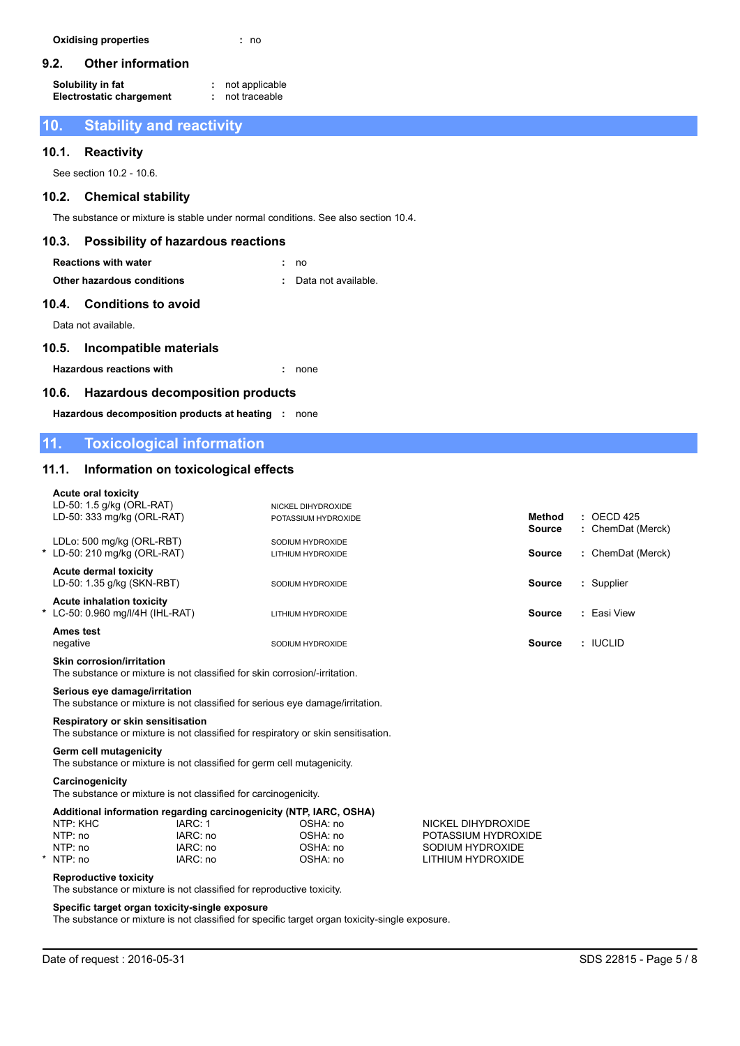**Oxidising properties** : no

### 9.2. Other information

**Solubility in fat** : not applicable
**Electrostatic chargement** : not traceable

## 10. Stability and reactivity

### 10.1. Reactivity

See section 10.2 - 10.6.

### 10.2. Chemical stability

The substance or mixture is stable under normal conditions. See also section 10.4.

### 10.3. Possibility of hazardous reactions

**Reactions with water** : no
**Other hazardous conditions** : Data not available.

### 10.4. Conditions to avoid

Data not available.

### 10.5. Incompatible materials

**Hazardous reactions with** : none

### 10.6. Hazardous decomposition products

**Hazardous decomposition products at heating** : none

## 11. Toxicological information

### 11.1. Information on toxicological effects

**Acute oral toxicity**

| Value | Substance | | |
|---|---|---|---|
| LD-50: 1.5 g/kg (ORL-RAT) | NICKEL DIHYDROXIDE | | |
| LD-50: 333 mg/kg (ORL-RAT) | POTASSIUM HYDROXIDE | **Method** / **Source** | : OECD 425 / : ChemDat (Merck) |
| LDLo: 500 mg/kg (ORL-RBT) | SODIUM HYDROXIDE | | |
| * LD-50: 210 mg/kg (ORL-RAT) | LITHIUM HYDROXIDE | **Source** | : ChemDat (Merck) |

**Acute dermal toxicity**

| Value | Substance | | |
|---|---|---|---|
| LD-50: 1.35 g/kg (SKN-RBT) | SODIUM HYDROXIDE | **Source** | : Supplier |

**Acute inhalation toxicity**

| Value | Substance | | |
|---|---|---|---|
| * LC-50: 0.960 mg/l/4H (IHL-RAT) | LITHIUM HYDROXIDE | **Source** | : Easi View |

**Ames test**

| Value | Substance | | |
|---|---|---|---|
| negative | SODIUM HYDROXIDE | **Source** | : IUCLID |

**Skin corrosion/irritation**
The substance or mixture is not classified for skin corrosion/-irritation.

**Serious eye damage/irritation**
The substance or mixture is not classified for serious eye damage/irritation.

**Respiratory or skin sensitisation**
The substance or mixture is not classified for respiratory or skin sensitisation.

**Germ cell mutagenicity**
The substance or mixture is not classified for germ cell mutagenicity.

**Carcinogenicity**
The substance or mixture is not classified for carcinogenicity.

**Additional information regarding carcinogenicity (NTP, IARC, OSHA)**

| NTP | IARC | OSHA | Substance |
|---|---|---|---|
| NTP: KHC | IARC: 1 | OSHA: no | NICKEL DIHYDROXIDE |
| NTP: no | IARC: no | OSHA: no | POTASSIUM HYDROXIDE |
| NTP: no | IARC: no | OSHA: no | SODIUM HYDROXIDE |
| * NTP: no | IARC: no | OSHA: no | LITHIUM HYDROXIDE |

**Reproductive toxicity**
The substance or mixture is not classified for reproductive toxicity.

**Specific target organ toxicity-single exposure**
The substance or mixture is not classified for specific target organ toxicity-single exposure.

Date of request : 2016-05-31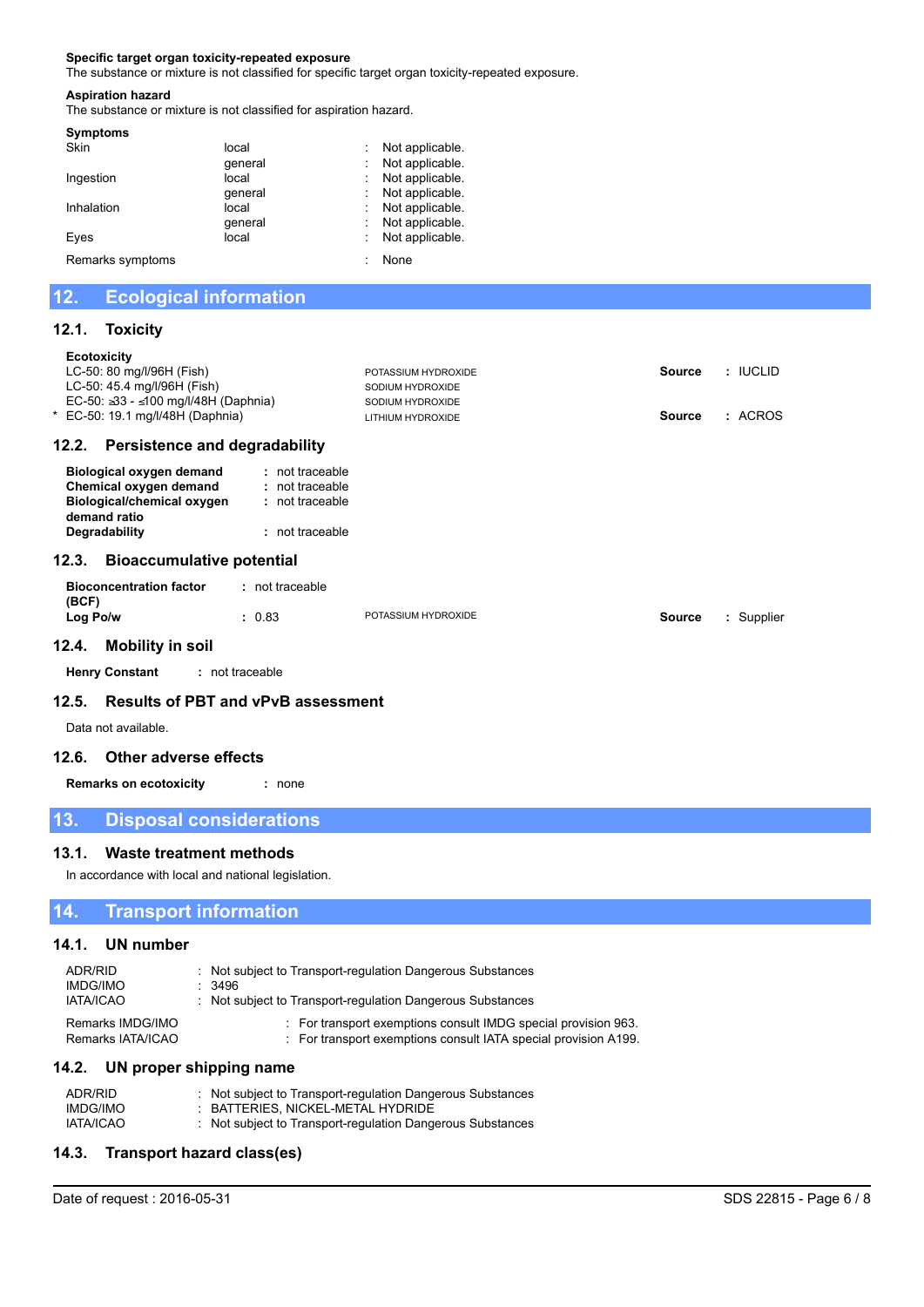**Specific target organ toxicity-repeated exposure**
The substance or mixture is not classified for specific target organ toxicity-repeated exposure.

**Aspiration hazard**
The substance or mixture is not classified for aspiration hazard.

**Symptoms**

| | | |
|---|---|---|
| Skin | local | : Not applicable. |
| | general | : Not applicable. |
| Ingestion | local | : Not applicable. |
| | general | : Not applicable. |
| Inhalation | local | : Not applicable. |
| | general | : Not applicable. |
| Eyes | local | : Not applicable. |
| Remarks symptoms | | : None |

## 12. Ecological information

### 12.1. Toxicity

**Ecotoxicity**

| | | | |
|---|---|---|---|
| LC-50: 80 mg/l/96H (Fish) | POTASSIUM HYDROXIDE | **Source** | : IUCLID |
| LC-50: 45.4 mg/l/96H (Fish) | SODIUM HYDROXIDE | | |
| EC-50: ≥33 - ≤100 mg/l/48H (Daphnia) | SODIUM HYDROXIDE | | |
| * EC-50: 19.1 mg/l/48H (Daphnia) | LITHIUM HYDROXIDE | **Source** | : ACROS |

### 12.2. Persistence and degradability

| | |
|---|---|
| **Biological oxygen demand** | : not traceable |
| **Chemical oxygen demand** | : not traceable |
| **Biological/chemical oxygen demand ratio** | : not traceable |
| **Degradability** | : not traceable |

### 12.3. Bioaccumulative potential

| | | | | |
|---|---|---|---|---|
| **Bioconcentration factor (BCF)** | : not traceable | | | |
| **Log Po/w** | : 0.83 | POTASSIUM HYDROXIDE | **Source** | : Supplier |

### 12.4. Mobility in soil

**Henry Constant** : not traceable

### 12.5. Results of PBT and vPvB assessment

Data not available.

### 12.6. Other adverse effects

**Remarks on ecotoxicity** : none

## 13. Disposal considerations

### 13.1. Waste treatment methods

In accordance with local and national legislation.

## 14. Transport information

### 14.1. UN number

| | |
|---|---|
| ADR/RID | : Not subject to Transport-regulation Dangerous Substances |
| IMDG/IMO | : 3496 |
| IATA/ICAO | : Not subject to Transport-regulation Dangerous Substances |
| Remarks IMDG/IMO | : For transport exemptions consult IMDG special provision 963. |
| Remarks IATA/ICAO | : For transport exemptions consult IATA special provision A199. |

### 14.2. UN proper shipping name

| | |
|---|---|
| ADR/RID | : Not subject to Transport-regulation Dangerous Substances |
| IMDG/IMO | : BATTERIES, NICKEL-METAL HYDRIDE |
| IATA/ICAO | : Not subject to Transport-regulation Dangerous Substances |

### 14.3. Transport hazard class(es)

Date of request : 2016-05-31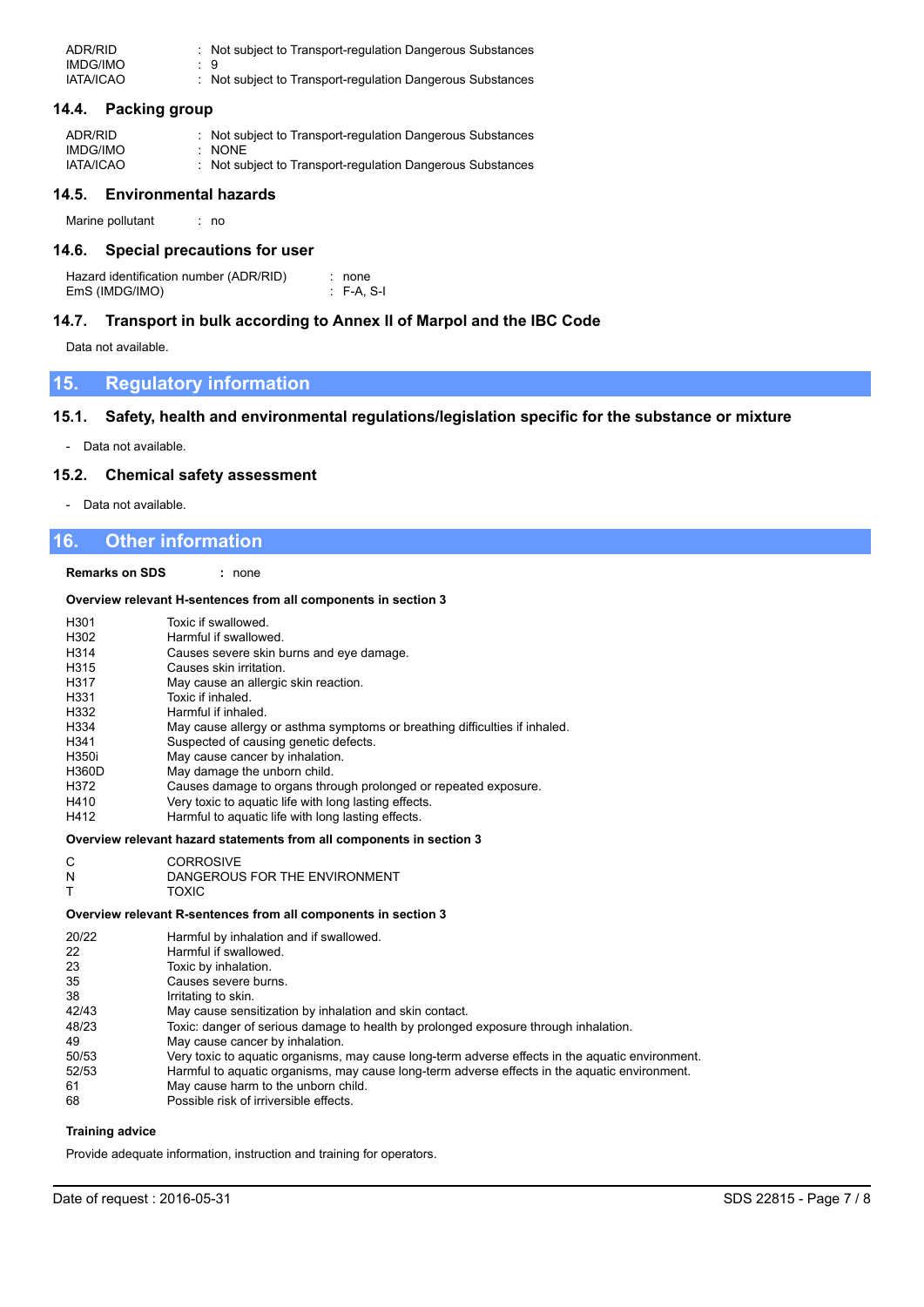| | |
|---|---|
| ADR/RID | : Not subject to Transport-regulation Dangerous Substances |
| IMDG/IMO | : 9 |
| IATA/ICAO | : Not subject to Transport-regulation Dangerous Substances |

### 14.4. Packing group

| | |
|---|---|
| ADR/RID | : Not subject to Transport-regulation Dangerous Substances |
| IMDG/IMO | : NONE |
| IATA/ICAO | : Not subject to Transport-regulation Dangerous Substances |

### 14.5. Environmental hazards

Marine pollutant : no

### 14.6. Special precautions for user

| | |
|---|---|
| Hazard identification number (ADR/RID) | : none |
| EmS (IMDG/IMO) | : F-A, S-I |

### 14.7. Transport in bulk according to Annex II of Marpol and the IBC Code

Data not available.

## 15. Regulatory information

### 15.1. Safety, health and environmental regulations/legislation specific for the substance or mixture

- Data not available.

### 15.2. Chemical safety assessment

- Data not available.

## 16. Other information

**Remarks on SDS** : none

**Overview relevant H-sentences from all components in section 3**

| | |
|---|---|
| H301 | Toxic if swallowed. |
| H302 | Harmful if swallowed. |
| H314 | Causes severe skin burns and eye damage. |
| H315 | Causes skin irritation. |
| H317 | May cause an allergic skin reaction. |
| H331 | Toxic if inhaled. |
| H332 | Harmful if inhaled. |
| H334 | May cause allergy or asthma symptoms or breathing difficulties if inhaled. |
| H341 | Suspected of causing genetic defects. |
| H350i | May cause cancer by inhalation. |
| H360D | May damage the unborn child. |
| H372 | Causes damage to organs through prolonged or repeated exposure. |
| H410 | Very toxic to aquatic life with long lasting effects. |
| H412 | Harmful to aquatic life with long lasting effects. |

**Overview relevant hazard statements from all components in section 3**

| | |
|---|---|
| C | CORROSIVE |
| N | DANGEROUS FOR THE ENVIRONMENT |
| T | TOXIC |

**Overview relevant R-sentences from all components in section 3**

| | |
|---|---|
| 20/22 | Harmful by inhalation and if swallowed. |
| 22 | Harmful if swallowed. |
| 23 | Toxic by inhalation. |
| 35 | Causes severe burns. |
| 38 | Irritating to skin. |
| 42/43 | May cause sensitization by inhalation and skin contact. |
| 48/23 | Toxic: danger of serious damage to health by prolonged exposure through inhalation. |
| 49 | May cause cancer by inhalation. |
| 50/53 | Very toxic to aquatic organisms, may cause long-term adverse effects in the aquatic environment. |
| 52/53 | Harmful to aquatic organisms, may cause long-term adverse effects in the aquatic environment. |
| 61 | May cause harm to the unborn child. |
| 68 | Possible risk of irriversible effects. |

**Training advice**

Provide adequate information, instruction and training for operators.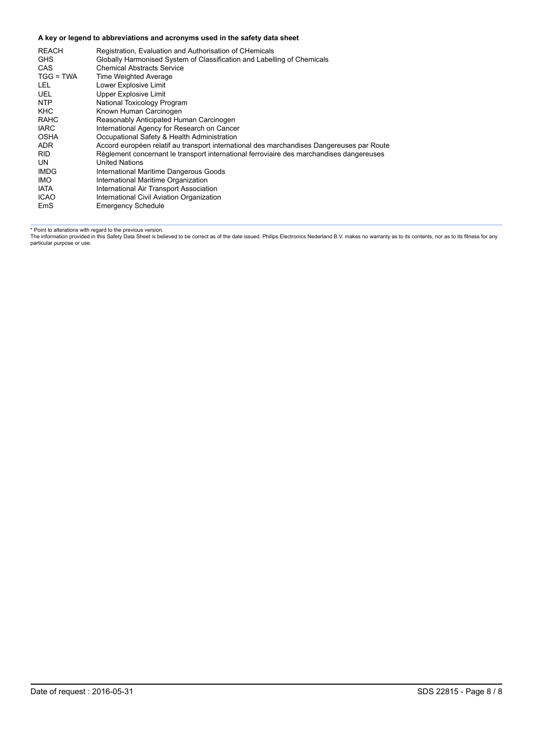**A key or legend to abbreviations and acronyms used in the safety data sheet**

| | |
|---|---|
| REACH | Registration, Evaluation and Authorisation of CHemicals |
| GHS | Globally Harmonised System of Classification and Labelling of Chemicals |
| CAS | Chemical Abstracts Service |
| TGG = TWA | Time Weighted Average |
| LEL | Lower Explosive Limit |
| UEL | Upper Explosive Limit |
| NTP | National Toxicology Program |
| KHC | Known Human Carcinogen |
| RAHC | Reasonably Anticipated Human Carcinogen |
| IARC | International Agency for Research on Cancer |
| OSHA | Occupational Safety & Health Administration |
| ADR | Accord européen relatif au transport international des marchandises Dangereuses par Route |
| RID | Règlement concernant le transport international ferroviaire des marchandises dangereuses |
| UN | United Nations |
| IMDG | International Maritime Dangerous Goods |
| IMO | International Maritime Organization |
| IATA | International Air Transport Association |
| ICAO | International Civil Aviation Organization |
| EmS | Emergency Schedule |

\* Point to alterations with regard to the previous version.

The information provided in this Safety Data Sheet is believed to be correct as of the date issued. Philips Electronics Nederland B.V. makes no warranty as to its contents, nor as to its fitness for any particular purpose or use.

Date of request : 2016-05-31